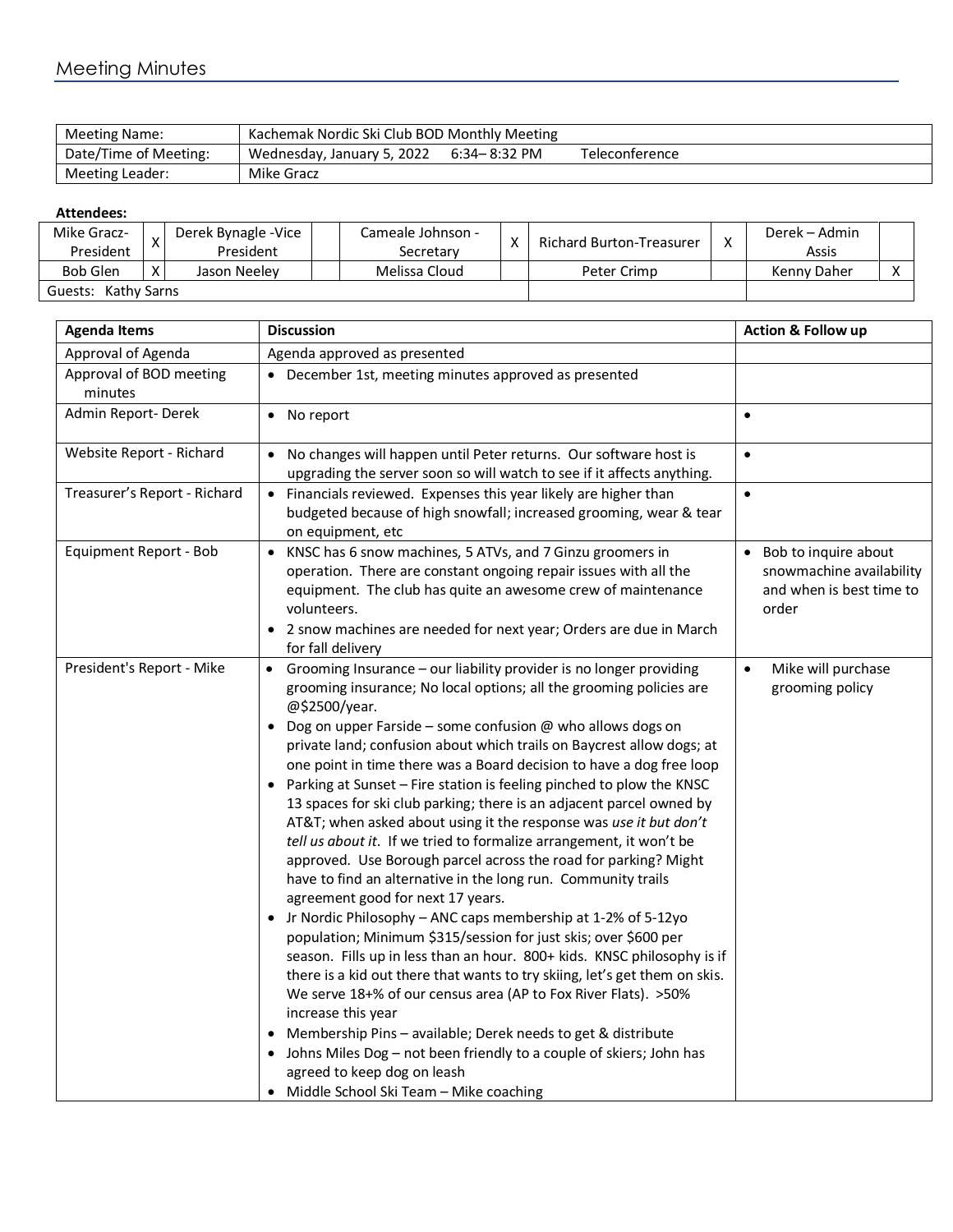# Meeting Minutes

| Meeting Name: | Kachemak Nordic Ski Club BOD Monthly Meeting |
|---|---|
| Date/Time of Meeting: | Wednesday, January 5, 2022 6:34– 8:32 PM Teleconference |
| Meeting Leader: | Mike Gracz |

**Attendees:**

| | | | | | | | | | |
|---|---|---|---|---|---|---|---|---|---|
| Mike Gracz- President | X | Derek Bynagle -Vice President | | Cameale Johnson - Secretary | X | Richard Burton-Treasurer | X | Derek – Admin Assis | |
| Bob Glen | X | Jason Neeley | | Melissa Cloud | | Peter Crimp | | Kenny Daher | X |
| Guests: Kathy Sarns | | | | | | | | | |

| Agenda Items | Discussion | Action & Follow up |
|---|---|---|
| Approval of Agenda | Agenda approved as presented | |
| Approval of BOD meeting minutes | • December 1st, meeting minutes approved as presented | |
| Admin Report- Derek | • No report | • |
| Website Report - Richard | • No changes will happen until Peter returns. Our software host is upgrading the server soon so will watch to see if it affects anything. | • |
| Treasurer's Report - Richard | • Financials reviewed. Expenses this year likely are higher than budgeted because of high snowfall; increased grooming, wear & tear on equipment, etc | • |
| Equipment Report - Bob | • KNSC has 6 snow machines, 5 ATVs, and 7 Ginzu groomers in operation. There are constant ongoing repair issues with all the equipment. The club has quite an awesome crew of maintenance volunteers.<br>• 2 snow machines are needed for next year; Orders are due in March for fall delivery | • Bob to inquire about snowmachine availability and when is best time to order |
| President's Report - Mike | • Grooming Insurance – our liability provider is no longer providing grooming insurance; No local options; all the grooming policies are @$2500/year.<br>• Dog on upper Farside – some confusion @ who allows dogs on private land; confusion about which trails on Baycrest allow dogs; at one point in time there was a Board decision to have a dog free loop<br>• Parking at Sunset – Fire station is feeling pinched to plow the KNSC 13 spaces for ski club parking; there is an adjacent parcel owned by AT&T; when asked about using it the response was *use it but don't tell us about it*. If we tried to formalize arrangement, it won't be approved. Use Borough parcel across the road for parking? Might have to find an alternative in the long run. Community trails agreement good for next 17 years.<br>• Jr Nordic Philosophy – ANC caps membership at 1-2% of 5-12yo population; Minimum $315/session for just skis; over $600 per season. Fills up in less than an hour. 800+ kids. KNSC philosophy is if there is a kid out there that wants to try skiing, let's get them on skis. We serve 18+% of our census area (AP to Fox River Flats). >50% increase this year<br>• Membership Pins – available; Derek needs to get & distribute<br>• Johns Miles Dog – not been friendly to a couple of skiers; John has agreed to keep dog on leash<br>• Middle School Ski Team – Mike coaching | • Mike will purchase grooming policy |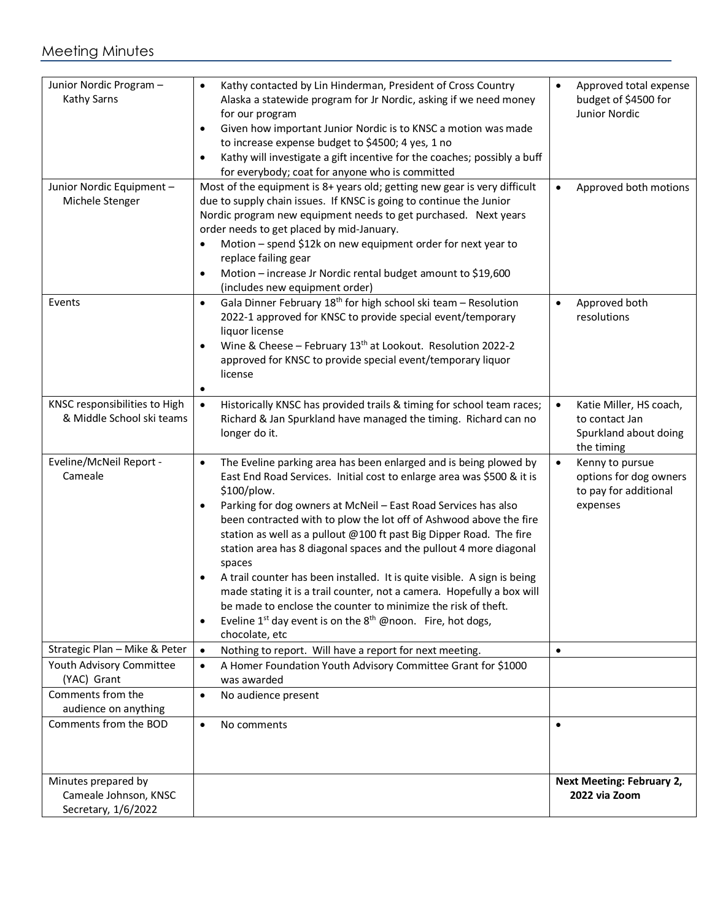## Meeting Minutes

| | | |
|---|---|---|
| Junior Nordic Program – Kathy Sarns | • Kathy contacted by Lin Hinderman, President of Cross Country Alaska a statewide program for Jr Nordic, asking if we need money for our program<br>• Given how important Junior Nordic is to KNSC a motion was made to increase expense budget to $4500; 4 yes, 1 no<br>• Kathy will investigate a gift incentive for the coaches; possibly a buff for everybody; coat for anyone who is committed | • Approved total expense budget of $4500 for Junior Nordic |
| Junior Nordic Equipment – Michele Stenger | Most of the equipment is 8+ years old; getting new gear is very difficult due to supply chain issues. If KNSC is going to continue the Junior Nordic program new equipment needs to get purchased. Next years order needs to get placed by mid-January.<br>• Motion – spend $12k on new equipment order for next year to replace failing gear<br>• Motion – increase Jr Nordic rental budget amount to $19,600 (includes new equipment order) | • Approved both motions |
| Events | • Gala Dinner February 18th for high school ski team – Resolution 2022-1 approved for KNSC to provide special event/temporary liquor license<br>• Wine & Cheese – February 13th at Lookout. Resolution 2022-2 approved for KNSC to provide special event/temporary liquor license<br>• | • Approved both resolutions |
| KNSC responsibilities to High & Middle School ski teams | • Historically KNSC has provided trails & timing for school team races; Richard & Jan Spurkland have managed the timing. Richard can no longer do it. | • Katie Miller, HS coach, to contact Jan Spurkland about doing the timing |
| Eveline/McNeil Report - Cameale | • The Eveline parking area has been enlarged and is being plowed by East End Road Services. Initial cost to enlarge area was $500 & it is $100/plow.<br>• Parking for dog owners at McNeil – East Road Services has also been contracted with to plow the lot off of Ashwood above the fire station as well as a pullout @100 ft past Big Dipper Road. The fire station area has 8 diagonal spaces and the pullout 4 more diagonal spaces<br>• A trail counter has been installed. It is quite visible. A sign is being made stating it is a trail counter, not a camera. Hopefully a box will be made to enclose the counter to minimize the risk of theft.<br>• Eveline 1st day event is on the 8th @noon. Fire, hot dogs, chocolate, etc | • Kenny to pursue options for dog owners to pay for additional expenses |
| Strategic Plan – Mike & Peter | • Nothing to report. Will have a report for next meeting. | • |
| Youth Advisory Committee (YAC) Grant | • A Homer Foundation Youth Advisory Committee Grant for $1000 was awarded | |
| Comments from the audience on anything | • No audience present | |
| Comments from the BOD | • No comments | • |
| Minutes prepared by Cameale Johnson, KNSC Secretary, 1/6/2022 | | **Next Meeting: February 2, 2022 via Zoom** |